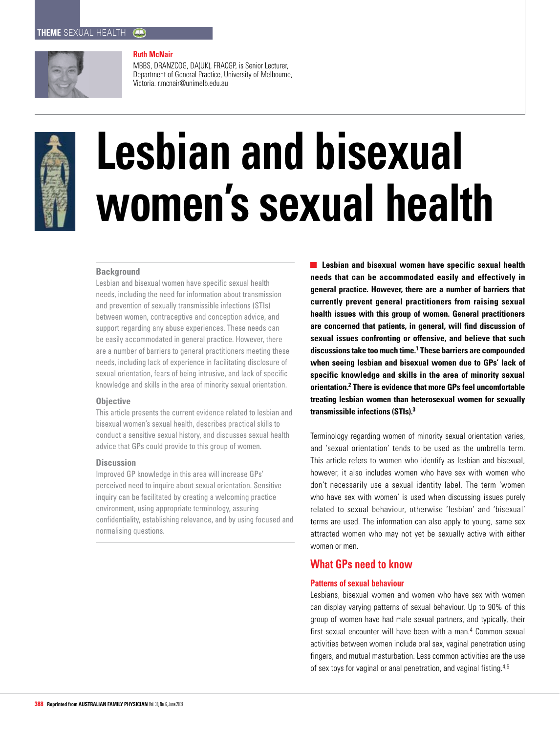THEME SEXUAL HEALTH

**Ruth McNair**

MBBS, DRANZCOG, DA(UK), FRACGP, is Senior Lecturer, Department of General Practice, University of Melbourne, Victoria. r.mcnair@unimelb.edu.au

# Lesbian and bisexual women's sexual health

### Background

Lesbian and bisexual women have specific sexual health needs, including the need for information about transmission and prevention of sexually transmissible infections (STIs) between women, contraceptive and conception advice, and support regarding any abuse experiences. These needs can be easily accommodated in general practice. However, there are a number of barriers to general practitioners meeting these needs, including lack of experience in facilitating disclosure of sexual orientation, fears of being intrusive, and lack of specific knowledge and skills in the area of minority sexual orientation.

### Objective

This article presents the current evidence related to lesbian and bisexual women's sexual health, describes practical skills to conduct a sensitive sexual history, and discusses sexual health advice that GPs could provide to this group of women.

### Discussion

Improved GP knowledge in this area will increase GPs' perceived need to inquire about sexual orientation. Sensitive inquiry can be facilitated by creating a welcoming practice environment, using appropriate terminology, assuring confidentiality, establishing relevance, and by using focused and normalising questions.

**Lesbian and bisexual women have specific sexual health needs that can be accommodated easily and effectively in general practice. However, there are a number of barriers that currently prevent general practitioners from raising sexual health issues with this group of women. General practitioners are concerned that patients, in general, will find discussion of sexual issues confronting or offensive, and believe that such discussions take too much time.[1] These barriers are compounded when seeing lesbian and bisexual women due to GPs' lack of specific knowledge and skills in the area of minority sexual orientation.[2] There is evidence that more GPs feel uncomfortable treating lesbian women than heterosexual women for sexually transmissible infections (STIs).[3]**

Terminology regarding women of minority sexual orientation varies, and 'sexual orientation' tends to be used as the umbrella term. This article refers to women who identify as lesbian and bisexual, however, it also includes women who have sex with women who don't necessarily use a sexual identity label. The term 'women who have sex with women' is used when discussing issues purely related to sexual behaviour, otherwise 'lesbian' and 'bisexual' terms are used. The information can also apply to young, same sex attracted women who may not yet be sexually active with either women or men.

## What GPs need to know

### Patterns of sexual behaviour

Lesbians, bisexual women and women who have sex with women can display varying patterns of sexual behaviour. Up to 90% of this group of women have had male sexual partners, and typically, their first sexual encounter will have been with a man.[4] Common sexual activities between women include oral sex, vaginal penetration using fingers, and mutual masturbation. Less common activities are the use of sex toys for vaginal or anal penetration, and vaginal fisting.[4,5]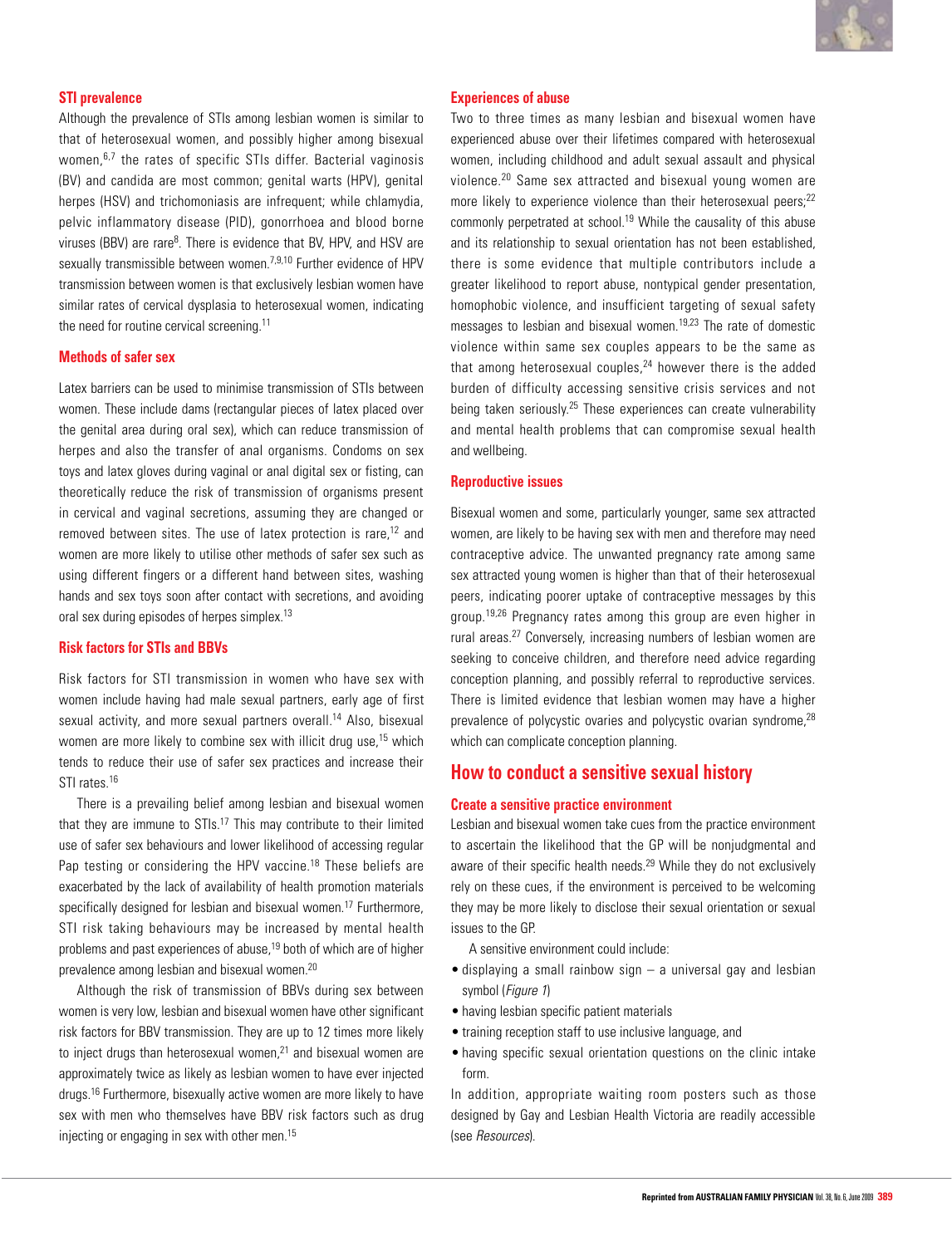### STI prevalence

Although the prevalence of STIs among lesbian women is similar to that of heterosexual women, and possibly higher among bisexual women,[6,7] the rates of specific STIs differ. Bacterial vaginosis (BV) and candida are most common; genital warts (HPV), genital herpes (HSV) and trichomoniasis are infrequent; while chlamydia, pelvic inflammatory disease (PID), gonorrhoea and blood borne viruses (BBV) are rare[8]. There is evidence that BV, HPV, and HSV are sexually transmissible between women.[7,9,10] Further evidence of HPV transmission between women is that exclusively lesbian women have similar rates of cervical dysplasia to heterosexual women, indicating the need for routine cervical screening.[11]

### Methods of safer sex

Latex barriers can be used to minimise transmission of STIs between women. These include dams (rectangular pieces of latex placed over the genital area during oral sex), which can reduce transmission of herpes and also the transfer of anal organisms. Condoms on sex toys and latex gloves during vaginal or anal digital sex or fisting, can theoretically reduce the risk of transmission of organisms present in cervical and vaginal secretions, assuming they are changed or removed between sites. The use of latex protection is rare,[12] and women are more likely to utilise other methods of safer sex such as using different fingers or a different hand between sites, washing hands and sex toys soon after contact with secretions, and avoiding oral sex during episodes of herpes simplex.[13]

### Risk factors for STIs and BBVs

Risk factors for STI transmission in women who have sex with women include having had male sexual partners, early age of first sexual activity, and more sexual partners overall.[14] Also, bisexual women are more likely to combine sex with illicit drug use,[15] which tends to reduce their use of safer sex practices and increase their STI rates.[16]

There is a prevailing belief among lesbian and bisexual women that they are immune to STIs.[17] This may contribute to their limited use of safer sex behaviours and lower likelihood of accessing regular Pap testing or considering the HPV vaccine.[18] These beliefs are exacerbated by the lack of availability of health promotion materials specifically designed for lesbian and bisexual women.[17] Furthermore, STI risk taking behaviours may be increased by mental health problems and past experiences of abuse,[19] both of which are of higher prevalence among lesbian and bisexual women.[20]

Although the risk of transmission of BBVs during sex between women is very low, lesbian and bisexual women have other significant risk factors for BBV transmission. They are up to 12 times more likely to inject drugs than heterosexual women,[21] and bisexual women are approximately twice as likely as lesbian women to have ever injected drugs.[16] Furthermore, bisexually active women are more likely to have sex with men who themselves have BBV risk factors such as drug injecting or engaging in sex with other men.[15]

### Experiences of abuse

Two to three times as many lesbian and bisexual women have experienced abuse over their lifetimes compared with heterosexual women, including childhood and adult sexual assault and physical violence.[20] Same sex attracted and bisexual young women are more likely to experience violence than their heterosexual peers;[22] commonly perpetrated at school.[19] While the causality of this abuse and its relationship to sexual orientation has not been established, there is some evidence that multiple contributors include a greater likelihood to report abuse, nontypical gender presentation, homophobic violence, and insufficient targeting of sexual safety messages to lesbian and bisexual women.[19,23] The rate of domestic violence within same sex couples appears to be the same as that among heterosexual couples,[24] however there is the added burden of difficulty accessing sensitive crisis services and not being taken seriously.[25] These experiences can create vulnerability and mental health problems that can compromise sexual health and wellbeing.

### Reproductive issues

Bisexual women and some, particularly younger, same sex attracted women, are likely to be having sex with men and therefore may need contraceptive advice. The unwanted pregnancy rate among same sex attracted young women is higher than that of their heterosexual peers, indicating poorer uptake of contraceptive messages by this group.[19,26] Pregnancy rates among this group are even higher in rural areas.[27] Conversely, increasing numbers of lesbian women are seeking to conceive children, and therefore need advice regarding conception planning, and possibly referral to reproductive services. There is limited evidence that lesbian women may have a higher prevalence of polycystic ovaries and polycystic ovarian syndrome,[28] which can complicate conception planning.

## How to conduct a sensitive sexual history

### Create a sensitive practice environment

Lesbian and bisexual women take cues from the practice environment to ascertain the likelihood that the GP will be nonjudgmental and aware of their specific health needs.[29] While they do not exclusively rely on these cues, if the environment is perceived to be welcoming they may be more likely to disclose their sexual orientation or sexual issues to the GP.

A sensitive environment could include:

- displaying a small rainbow sign – a universal gay and lesbian symbol (*Figure 1*)
- having lesbian specific patient materials
- training reception staff to use inclusive language, and
- having specific sexual orientation questions on the clinic intake form.

In addition, appropriate waiting room posters such as those designed by Gay and Lesbian Health Victoria are readily accessible (see *Resources*).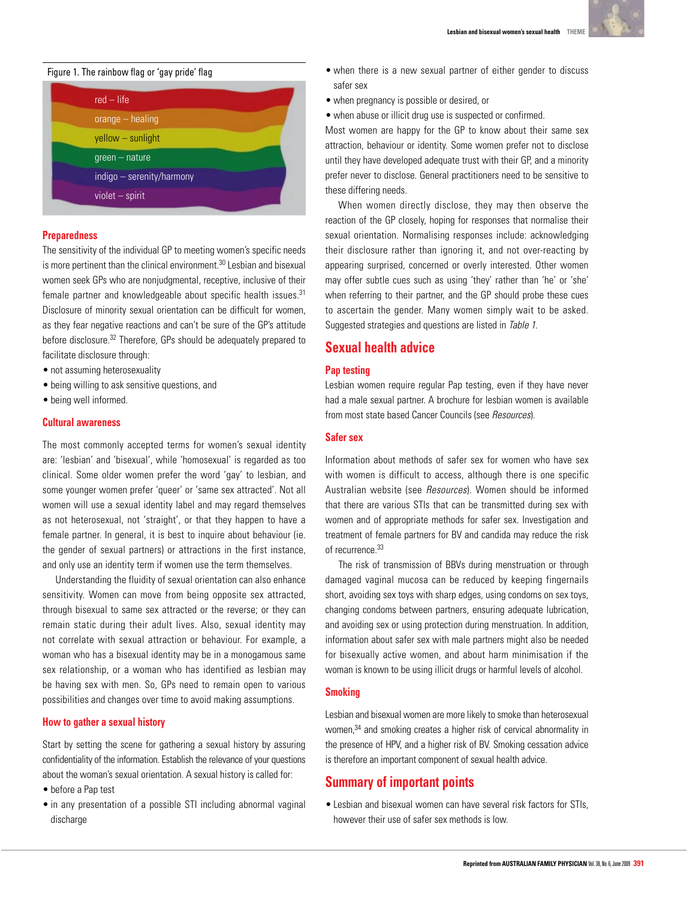Figure 1. The rainbow flag or 'gay pride' flag

red – life
orange – healing
yellow – sunlight
green – nature
indigo – serenity/harmony
violet – spirit

### Preparedness

The sensitivity of the individual GP to meeting women's specific needs is more pertinent than the clinical environment.[30] Lesbian and bisexual women seek GPs who are nonjudgmental, receptive, inclusive of their female partner and knowledgeable about specific health issues.[31] Disclosure of minority sexual orientation can be difficult for women, as they fear negative reactions and can't be sure of the GP's attitude before disclosure.[32] Therefore, GPs should be adequately prepared to facilitate disclosure through:

- not assuming heterosexuality
- being willing to ask sensitive questions, and
- being well informed.

### Cultural awareness

The most commonly accepted terms for women's sexual identity are: 'lesbian' and 'bisexual', while 'homosexual' is regarded as too clinical. Some older women prefer the word 'gay' to lesbian, and some younger women prefer 'queer' or 'same sex attracted'. Not all women will use a sexual identity label and may regard themselves as not heterosexual, not 'straight', or that they happen to have a female partner. In general, it is best to inquire about behaviour (ie. the gender of sexual partners) or attractions in the first instance, and only use an identity term if women use the term themselves.

Understanding the fluidity of sexual orientation can also enhance sensitivity. Women can move from being opposite sex attracted, through bisexual to same sex attracted or the reverse; or they can remain static during their adult lives. Also, sexual identity may not correlate with sexual attraction or behaviour. For example, a woman who has a bisexual identity may be in a monogamous same sex relationship, or a woman who has identified as lesbian may be having sex with men. So, GPs need to remain open to various possibilities and changes over time to avoid making assumptions.

### How to gather a sexual history

Start by setting the scene for gathering a sexual history by assuring confidentiality of the information. Establish the relevance of your questions about the woman's sexual orientation. A sexual history is called for:

- before a Pap test
- in any presentation of a possible STI including abnormal vaginal discharge
- when there is a new sexual partner of either gender to discuss safer sex
- when pregnancy is possible or desired, or
- when abuse or illicit drug use is suspected or confirmed.

Most women are happy for the GP to know about their same sex attraction, behaviour or identity. Some women prefer not to disclose until they have developed adequate trust with their GP, and a minority prefer never to disclose. General practitioners need to be sensitive to these differing needs.

When women directly disclose, they may then observe the reaction of the GP closely, hoping for responses that normalise their sexual orientation. Normalising responses include: acknowledging their disclosure rather than ignoring it, and not over-reacting by appearing surprised, concerned or overly interested. Other women may offer subtle cues such as using 'they' rather than 'he' or 'she' when referring to their partner, and the GP should probe these cues to ascertain the gender. Many women simply wait to be asked. Suggested strategies and questions are listed in *Table 1*.

## Sexual health advice

### Pap testing

Lesbian women require regular Pap testing, even if they have never had a male sexual partner. A brochure for lesbian women is available from most state based Cancer Councils (see *Resources*).

### Safer sex

Information about methods of safer sex for women who have sex with women is difficult to access, although there is one specific Australian website (see *Resources*). Women should be informed that there are various STIs that can be transmitted during sex with women and of appropriate methods for safer sex. Investigation and treatment of female partners for BV and candida may reduce the risk of recurrence.[33]

The risk of transmission of BBVs during menstruation or through damaged vaginal mucosa can be reduced by keeping fingernails short, avoiding sex toys with sharp edges, using condoms on sex toys, changing condoms between partners, ensuring adequate lubrication, and avoiding sex or using protection during menstruation. In addition, information about safer sex with male partners might also be needed for bisexually active women, and about harm minimisation if the woman is known to be using illicit drugs or harmful levels of alcohol.

### Smoking

Lesbian and bisexual women are more likely to smoke than heterosexual women,[34] and smoking creates a higher risk of cervical abnormality in the presence of HPV, and a higher risk of BV. Smoking cessation advice is therefore an important component of sexual health advice.

## Summary of important points

- Lesbian and bisexual women can have several risk factors for STIs, however their use of safer sex methods is low.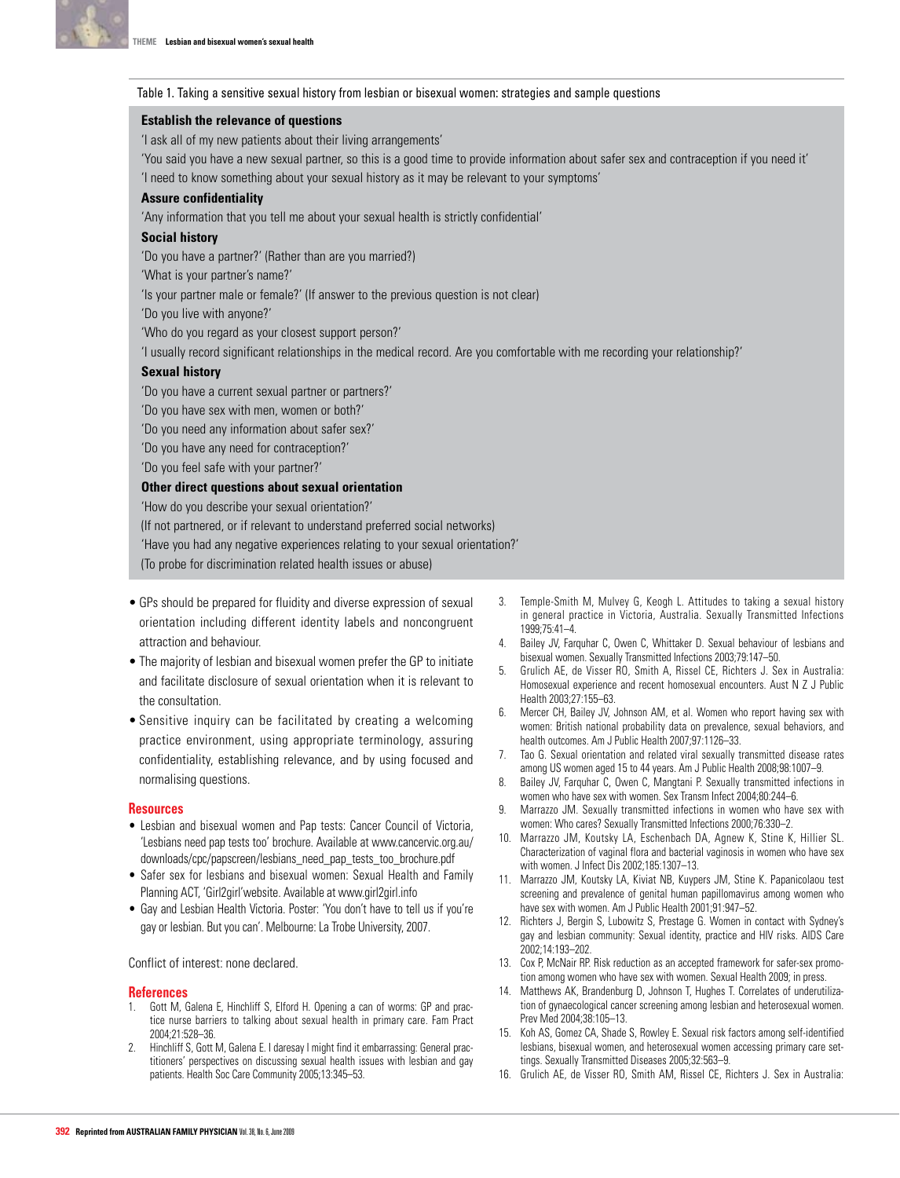Table 1. Taking a sensitive sexual history from lesbian or bisexual women: strategies and sample questions

**Establish the relevance of questions**

'I ask all of my new patients about their living arrangements'

'You said you have a new sexual partner, so this is a good time to provide information about safer sex and contraception if you need it'

'I need to know something about your sexual history as it may be relevant to your symptoms'

**Assure confidentiality**

'Any information that you tell me about your sexual health is strictly confidential'

**Social history**

'Do you have a partner?' (Rather than are you married?)

'What is your partner's name?'

'Is your partner male or female?' (If answer to the previous question is not clear)

'Do you live with anyone?'

'Who do you regard as your closest support person?'

'I usually record significant relationships in the medical record. Are you comfortable with me recording your relationship?'

**Sexual history**

'Do you have a current sexual partner or partners?'

'Do you have sex with men, women or both?'

'Do you need any information about safer sex?'

'Do you have any need for contraception?'

'Do you feel safe with your partner?'

**Other direct questions about sexual orientation**

'How do you describe your sexual orientation?'

(If not partnered, or if relevant to understand preferred social networks)

'Have you had any negative experiences relating to your sexual orientation?'

(To probe for discrimination related health issues or abuse)

- GPs should be prepared for fluidity and diverse expression of sexual orientation including different identity labels and noncongruent attraction and behaviour.
- The majority of lesbian and bisexual women prefer the GP to initiate and facilitate disclosure of sexual orientation when it is relevant to the consultation.
- Sensitive inquiry can be facilitated by creating a welcoming practice environment, using appropriate terminology, assuring confidentiality, establishing relevance, and by using focused and normalising questions.

## Resources

- Lesbian and bisexual women and Pap tests: Cancer Council of Victoria, 'Lesbians need pap tests too' brochure. Available at www.cancervic.org.au/downloads/cpc/papscreen/lesbians_need_pap_tests_too_brochure.pdf
- Safer sex for lesbians and bisexual women: Sexual Health and Family Planning ACT, 'Girl2girl' website. Available at www.girl2girl.info
- Gay and Lesbian Health Victoria. Poster: 'You don't have to tell us if you're gay or lesbian. But you can'. Melbourne: La Trobe University, 2007.

Conflict of interest: none declared.

## References

1. Gott M, Galena E, Hinchliff S, Elford H. Opening a can of worms: GP and practice nurse barriers to talking about sexual health in primary care. Fam Pract 2004;21:528–36.
2. Hinchliff S, Gott M, Galena E. I daresay I might find it embarrassing: General practitioners' perspectives on discussing sexual health issues with lesbian and gay patients. Health Soc Care Community 2005;13:345–53.
3. Temple-Smith M, Mulvey G, Keogh L. Attitudes to taking a sexual history in general practice in Victoria, Australia. Sexually Transmitted Infections 1999;75:41–4.
4. Bailey JV, Farquhar C, Owen C, Whittaker D. Sexual behaviour of lesbians and bisexual women. Sexually Transmitted Infections 2003;79:147–50.
5. Grulich AE, de Visser RO, Smith A, Rissel CE, Richters J. Sex in Australia: Homosexual experience and recent homosexual encounters. Aust N Z J Public Health 2003;27:155–63.
6. Mercer CH, Bailey JV, Johnson AM, et al. Women who report having sex with women: British national probability data on prevalence, sexual behaviors, and health outcomes. Am J Public Health 2007;97:1126–33.
7. Tao G. Sexual orientation and related viral sexually transmitted disease rates among US women aged 15 to 44 years. Am J Public Health 2008;98:1007–9.
8. Bailey JV, Farquhar C, Owen C, Mangtani P. Sexually transmitted infections in women who have sex with women. Sex Transm Infect 2004;80:244–6.
9. Marrazzo JM. Sexually transmitted infections in women who have sex with women: Who cares? Sexually Transmitted Infections 2000;76:330–2.
10. Marrazzo JM, Koutsky LA, Eschenbach DA, Agnew K, Stine K, Hillier SL. Characterization of vaginal flora and bacterial vaginosis in women who have sex with women. J Infect Dis 2002;185:1307–13.
11. Marrazzo JM, Koutsky LA, Kiviat NB, Kuypers JM, Stine K. Papanicolaou test screening and prevalence of genital human papillomavirus among women who have sex with women. Am J Public Health 2001;91:947–52.
12. Richters J, Bergin S, Lubowitz S, Prestage G. Women in contact with Sydney's gay and lesbian community: Sexual identity, practice and HIV risks. AIDS Care 2002;14:193–202.
13. Cox P, McNair RP. Risk reduction as an accepted framework for safer-sex promotion among women who have sex with women. Sexual Health 2009; in press.
14. Matthews AK, Brandenburg D, Johnson T, Hughes T. Correlates of underutilization of gynaecological cancer screening among lesbian and heterosexual women. Prev Med 2004;38:105–13.
15. Koh AS, Gomez CA, Shade S, Rowley E. Sexual risk factors among self-identified lesbians, bisexual women, and heterosexual women accessing primary care settings. Sexually Transmitted Diseases 2005;32:563–9.
16. Grulich AE, de Visser RO, Smith AM, Rissel CE, Richters J. Sex in Australia: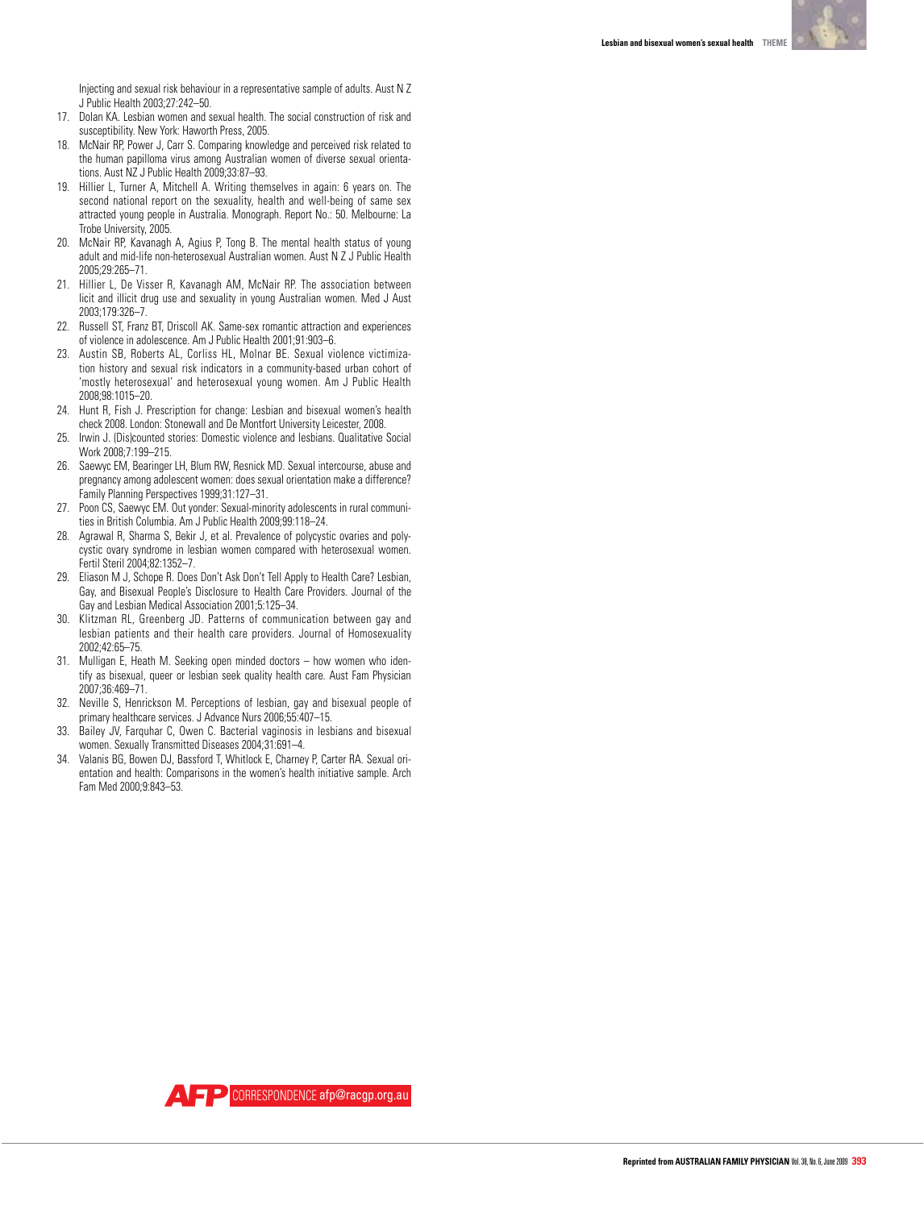Injecting and sexual risk behaviour in a representative sample of adults. Aust N Z J Public Health 2003;27:242–50.

17. Dolan KA. Lesbian women and sexual health. The social construction of risk and susceptibility. New York: Haworth Press, 2005.
18. McNair RP, Power J, Carr S. Comparing knowledge and perceived risk related to the human papilloma virus among Australian women of diverse sexual orientations. Aust NZ J Public Health 2009;33:87–93.
19. Hillier L, Turner A, Mitchell A. Writing themselves in again: 6 years on. The second national report on the sexuality, health and well-being of same sex attracted young people in Australia. Monograph. Report No.: 50. Melbourne: La Trobe University, 2005.
20. McNair RP, Kavanagh A, Agius P, Tong B. The mental health status of young adult and mid-life non-heterosexual Australian women. Aust N Z J Public Health 2005;29:265–71.
21. Hillier L, De Visser R, Kavanagh AM, McNair RP. The association between licit and illicit drug use and sexuality in young Australian women. Med J Aust 2003;179:326–7.
22. Russell ST, Franz BT, Driscoll AK. Same-sex romantic attraction and experiences of violence in adolescence. Am J Public Health 2001;91:903–6.
23. Austin SB, Roberts AL, Corliss HL, Molnar BE. Sexual violence victimization history and sexual risk indicators in a community-based urban cohort of 'mostly heterosexual' and heterosexual young women. Am J Public Health 2008;98:1015–20.
24. Hunt R, Fish J. Prescription for change: Lesbian and bisexual women's health check 2008. London: Stonewall and De Montfort University Leicester, 2008.
25. Irwin J. (Dis)counted stories: Domestic violence and lesbians. Qualitative Social Work 2008;7:199–215.
26. Saewyc EM, Bearinger LH, Blum RW, Resnick MD. Sexual intercourse, abuse and pregnancy among adolescent women: does sexual orientation make a difference? Family Planning Perspectives 1999;31:127–31.
27. Poon CS, Saewyc EM. Out yonder: Sexual-minority adolescents in rural communities in British Columbia. Am J Public Health 2009;99:118–24.
28. Agrawal R, Sharma S, Bekir J, et al. Prevalence of polycystic ovaries and polycystic ovary syndrome in lesbian women compared with heterosexual women. Fertil Steril 2004;82:1352–7.
29. Eliason M J, Schope R. Does Don't Ask Don't Tell Apply to Health Care? Lesbian, Gay, and Bisexual People's Disclosure to Health Care Providers. Journal of the Gay and Lesbian Medical Association 2001;5:125–34.
30. Klitzman RL, Greenberg JD. Patterns of communication between gay and lesbian patients and their health care providers. Journal of Homosexuality 2002;42:65–75.
31. Mulligan E, Heath M. Seeking open minded doctors – how women who identify as bisexual, queer or lesbian seek quality health care. Aust Fam Physician 2007;36:469–71.
32. Neville S, Henrickson M. Perceptions of lesbian, gay and bisexual people of primary healthcare services. J Advance Nurs 2006;55:407–15.
33. Bailey JV, Farquhar C, Owen C. Bacterial vaginosis in lesbians and bisexual women. Sexually Transmitted Diseases 2004;31:691–4.
34. Valanis BG, Bowen DJ, Bassford T, Whitlock E, Charney P, Carter RA. Sexual orientation and health: Comparisons in the women's health initiative sample. Arch Fam Med 2000;9:843–53.

AFP CORRESPONDENCE afp@racgp.org.au